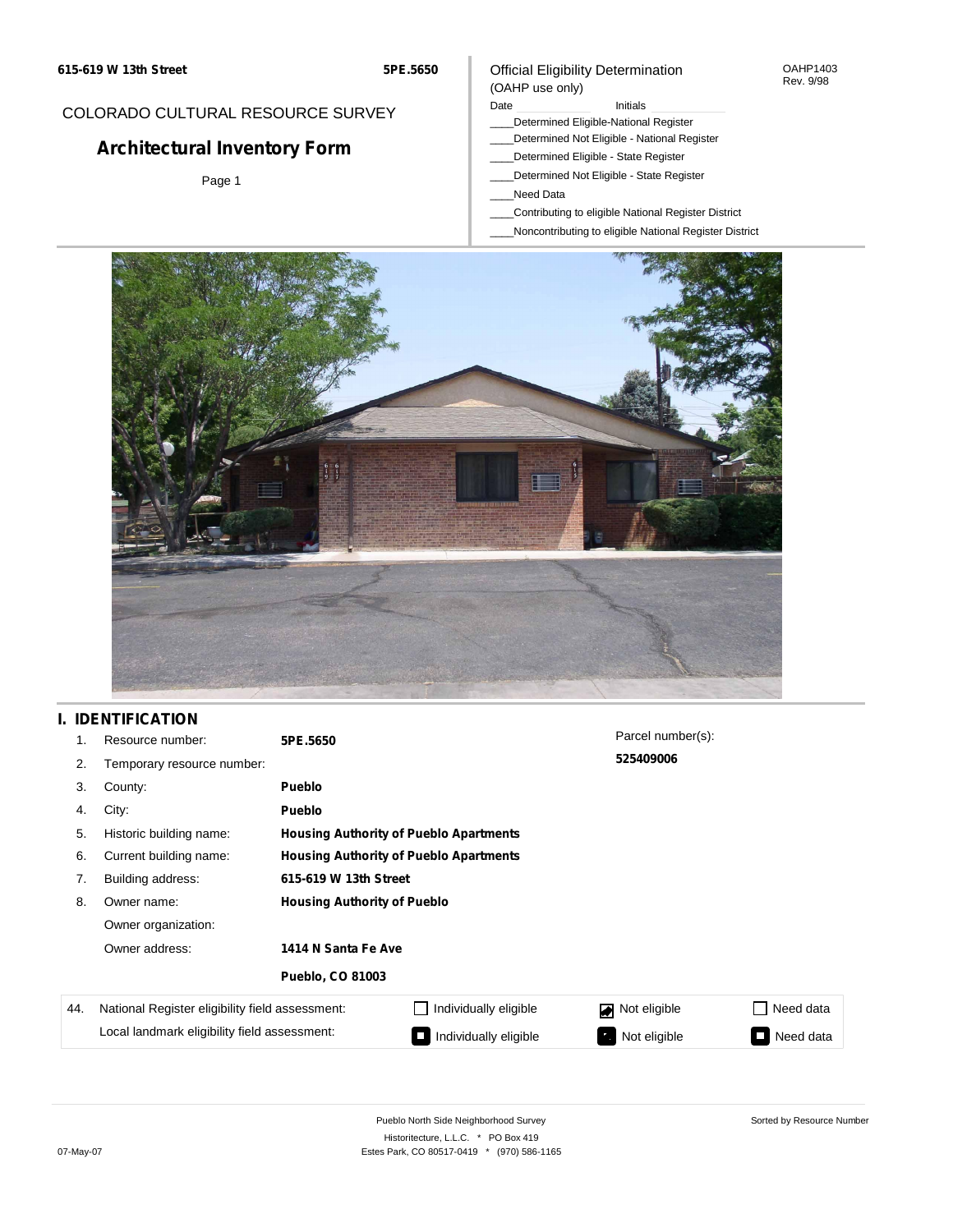615-619 W 13th Street | 5PE.5650

COLORADO CULTURAL RESOURCE SURVEY

# Architectural Inventory Form

Page 1

Official Eligibility Determination (OAHP use only)

OAHP1403 Rev. 9/98

Date ____________ Initials ____________

____Determined Eligible-National Register
____Determined Not Eligible - National Register
____Determined Eligible - State Register
____Determined Not Eligible - State Register
____Need Data
____Contributing to eligible National Register District
____Noncontributing to eligible National Register District

## I. IDENTIFICATION

1. Resource number: **5PE.5650**
2. Temporary resource number:
3. County: **Pueblo**
4. City: **Pueblo**
5. Historic building name: **Housing Authority of Pueblo Apartments**
6. Current building name: **Housing Authority of Pueblo Apartments**
7. Building address: **615-619 W 13th Street**
8. Owner name: **Housing Authority of Pueblo**

   Owner organization:

   Owner address: **1414 N Santa Fe Ave**

   **Pueblo, CO 81003**

Parcel number(s): **525409006**

| 44. | | | | |
|---|---|---|---|---|
| National Register eligibility field assessment: | ☐ Individually eligible | ☑ Not eligible | ☐ Need data |
| Local landmark eligibility field assessment: | ☐ Individually eligible | ☐ Not eligible | ☐ Need data |

Pueblo North Side Neighborhood Survey
Historitecture, L.L.C. * PO Box 419
Estes Park, CO 80517-0419 * (970) 586-1165

07-May-07

Sorted by Resource Number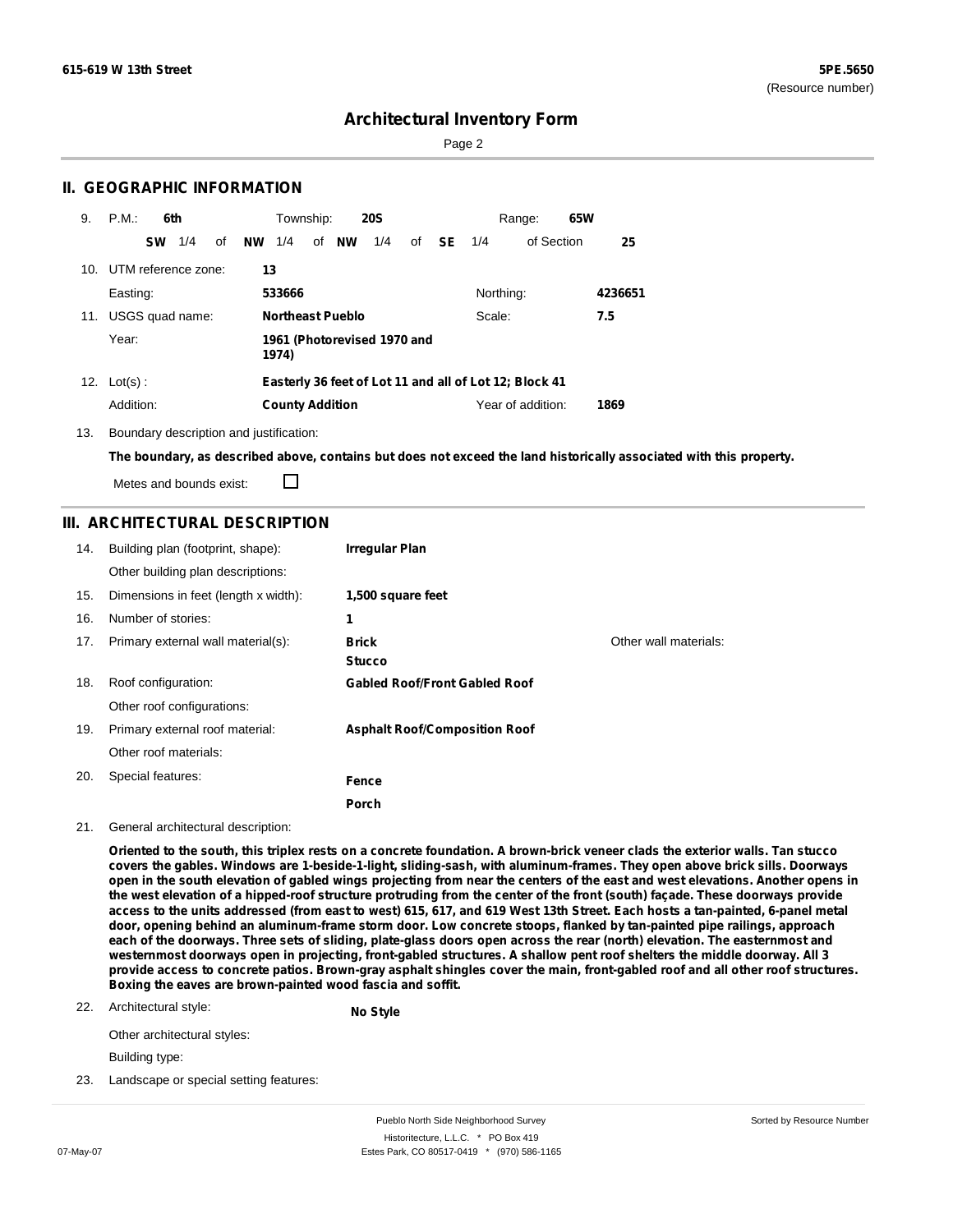615-619 W 13th Street

5PE.5650
(Resource number)

# Architectural Inventory Form

## II. GEOGRAPHIC INFORMATION

9. P.M.: **6th** Township: **20S** Range: **65W**

**SW** 1/4 of **NW** 1/4 of **NW** 1/4 of **SE** 1/4 of Section **25**

10. UTM reference zone: **13**

Easting: **533666** Northing: **4236651**

11. USGS quad name: **Northeast Pueblo** Scale: **7.5**

Year: **1961 (Photorevised 1970 and 1974)**

12. Lot(s) : **Easterly 36 feet of Lot 11 and all of Lot 12; Block 41**

Addition: **County Addition** Year of addition: **1869**

13. Boundary description and justification:

**The boundary, as described above, contains but does not exceed the land historically associated with this property.**

Metes and bounds exist: ☐

## III. ARCHITECTURAL DESCRIPTION

14. Building plan (footprint, shape): **Irregular Plan**

Other building plan descriptions:

15. Dimensions in feet (length x width): **1,500 square feet**

16. Number of stories: **1**

17. Primary external wall material(s): **Brick**, **Stucco** Other wall materials:

18. Roof configuration: **Gabled Roof/Front Gabled Roof**

Other roof configurations:

19. Primary external roof material: **Asphalt Roof/Composition Roof**

Other roof materials:

20. Special features: **Fence**, **Porch**

21. General architectural description:

**Oriented to the south, this triplex rests on a concrete foundation. A brown-brick veneer clads the exterior walls. Tan stucco covers the gables. Windows are 1-beside-1-light, sliding-sash, with aluminum-frames. They open above brick sills. Doorways open in the south elevation of gabled wings projecting from near the centers of the east and west elevations. Another opens in the west elevation of a hipped-roof structure protruding from the center of the front (south) façade. These doorways provide access to the units addressed (from east to west) 615, 617, and 619 West 13th Street. Each hosts a tan-painted, 6-panel metal door, opening behind an aluminum-frame storm door. Low concrete stoops, flanked by tan-painted pipe railings, approach each of the doorways. Three sets of sliding, plate-glass doors open across the rear (north) elevation. The easternmost and westernmost doorways open in projecting, front-gabled structures. A shallow pent roof shelters the middle doorway. All 3 provide access to concrete patios. Brown-gray asphalt shingles cover the main, front-gabled roof and all other roof structures. Boxing the eaves are brown-painted wood fascia and soffit.**

22. Architectural style: **No Style**

Other architectural styles:

Building type:

23. Landscape or special setting features: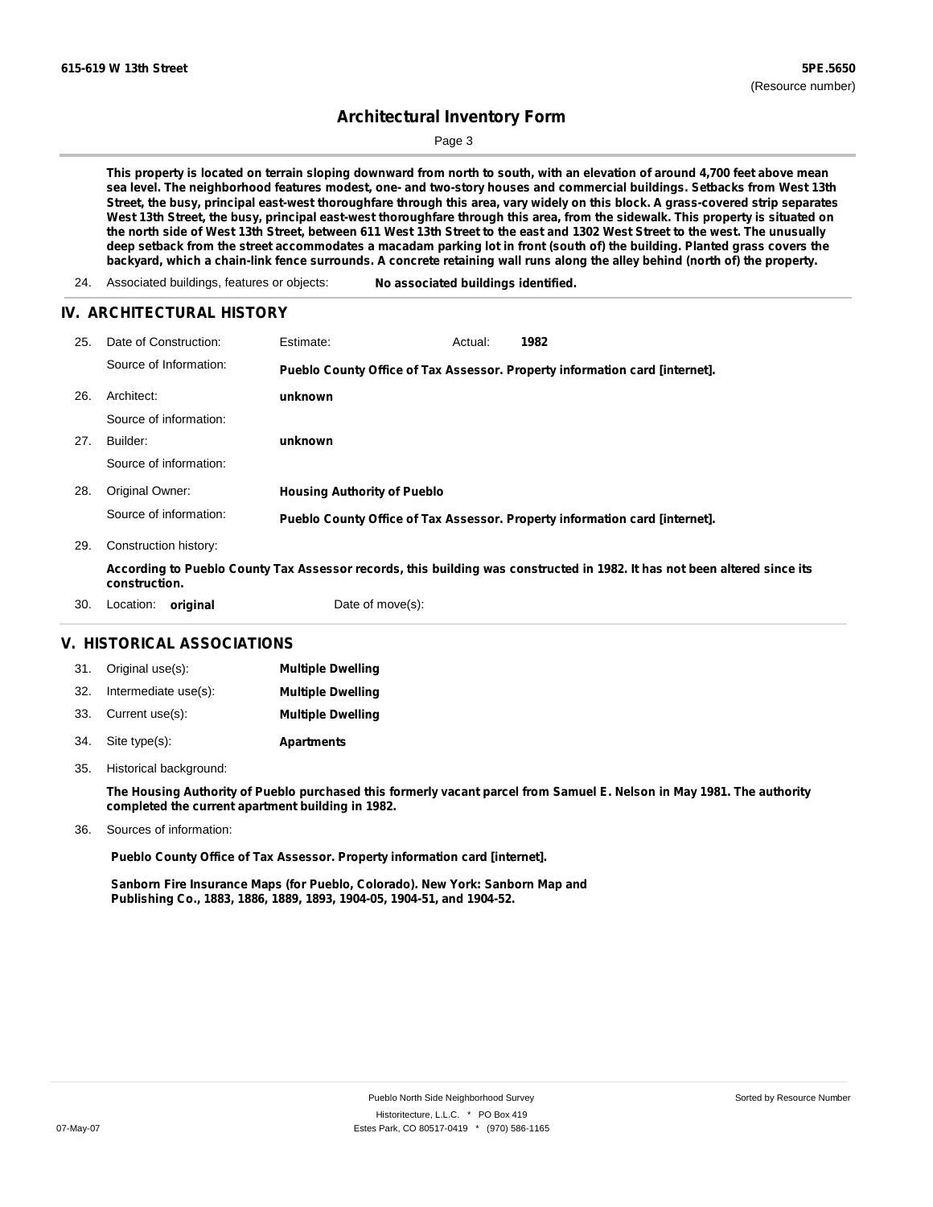This property is located on terrain sloping downward from north to south, with an elevation of around 4,700 feet above mean sea level. The neighborhood features modest, one- and two-story houses and commercial buildings. Setbacks from West 13th Street, the busy, principal east-west thoroughfare through this area, vary widely on this block. A grass-covered strip separates West 13th Street, the busy, principal east-west thoroughfare through this area, from the sidewalk. This property is situated on the north side of West 13th Street, between 611 West 13th Street to the east and 1302 West Street to the west. The unusually deep setback from the street accommodates a macadam parking lot in front (south of) the building. Planted grass covers the backyard, which a chain-link fence surrounds. A concrete retaining wall runs along the alley behind (north of) the property.

24. Associated buildings, features or objects: **No associated buildings identified.**

## IV. ARCHITECTURAL HISTORY

25. Date of Construction: Estimate: Actual: **1982**

    Source of Information: **Pueblo County Office of Tax Assessor. Property information card [internet].**

26. Architect: **unknown**

    Source of information:

27. Builder: **unknown**

    Source of information:

28. Original Owner: **Housing Authority of Pueblo**

    Source of information: **Pueblo County Office of Tax Assessor. Property information card [internet].**

29. Construction history:

    **According to Pueblo County Tax Assessor records, this building was constructed in 1982. It has not been altered since its construction.**

30. Location: **original** Date of move(s):

## V. HISTORICAL ASSOCIATIONS

31. Original use(s): **Multiple Dwelling**
32. Intermediate use(s): **Multiple Dwelling**
33. Current use(s): **Multiple Dwelling**
34. Site type(s): **Apartments**
35. Historical background:

    **The Housing Authority of Pueblo purchased this formerly vacant parcel from Samuel E. Nelson in May 1981. The authority completed the current apartment building in 1982.**

36. Sources of information:

    **Pueblo County Office of Tax Assessor. Property information card [internet].**

    **Sanborn Fire Insurance Maps (for Pueblo, Colorado). New York: Sanborn Map and Publishing Co., 1883, 1886, 1889, 1893, 1904-05, 1904-51, and 1904-52.**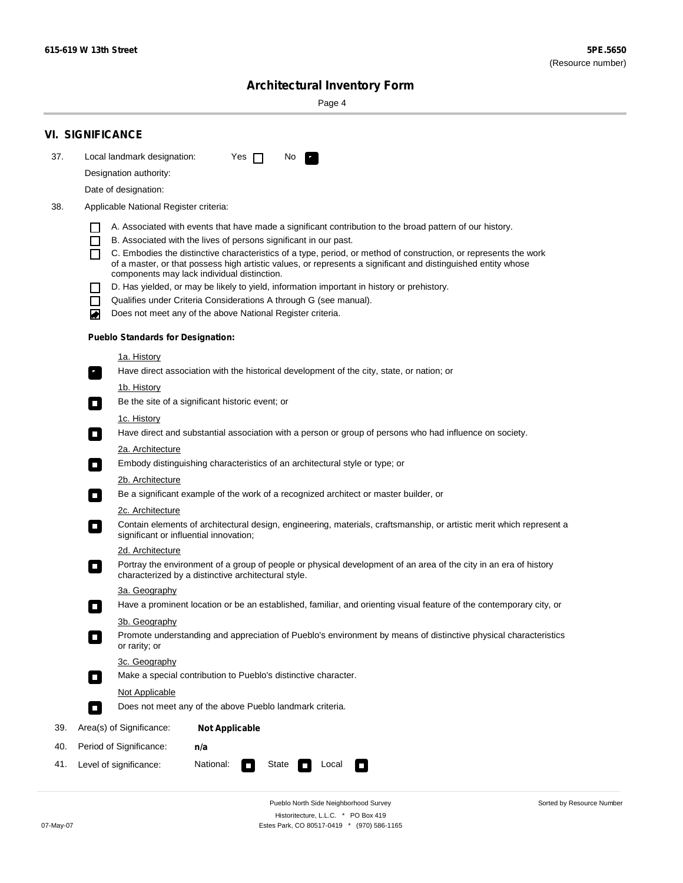## VI. SIGNIFICANCE

37. Local landmark designation: Yes ☐ No ☑

Designation authority:

Date of designation:

38. Applicable National Register criteria:

- ☐ A. Associated with events that have made a significant contribution to the broad pattern of our history.
- ☐ B. Associated with the lives of persons significant in our past.
- ☐ C. Embodies the distinctive characteristics of a type, period, or method of construction, or represents the work of a master, or that possess high artistic values, or represents a significant and distinguished entity whose components may lack individual distinction.
- ☐ D. Has yielded, or may be likely to yield, information important in history or prehistory.
- ☐ Qualifies under Criteria Considerations A through G (see manual).
- ☑ Does not meet any of the above National Register criteria.

**Pueblo Standards for Designation:**

1a. History
☑ Have direct association with the historical development of the city, state, or nation; or

1b. History
☐ Be the site of a significant historic event; or

1c. History
☐ Have direct and substantial association with a person or group of persons who had influence on society.

2a. Architecture
☐ Embody distinguishing characteristics of an architectural style or type; or

2b. Architecture
☐ Be a significant example of the work of a recognized architect or master builder, or

2c. Architecture
☐ Contain elements of architectural design, engineering, materials, craftsmanship, or artistic merit which represent a significant or influential innovation;

2d. Architecture
☐ Portray the environment of a group of people or physical development of an area of the city in an era of history characterized by a distinctive architectural style.

3a. Geography
☐ Have a prominent location or be an established, familiar, and orienting visual feature of the contemporary city, or

3b. Geography
☐ Promote understanding and appreciation of Pueblo's environment by means of distinctive physical characteristics or rarity; or

3c. Geography
☐ Make a special contribution to Pueblo's distinctive character.

Not Applicable
☐ Does not meet any of the above Pueblo landmark criteria.

39. Area(s) of Significance: **Not Applicable**

40. Period of Significance: **n/a**

41. Level of significance: National: ☐ State ☐ Local ☐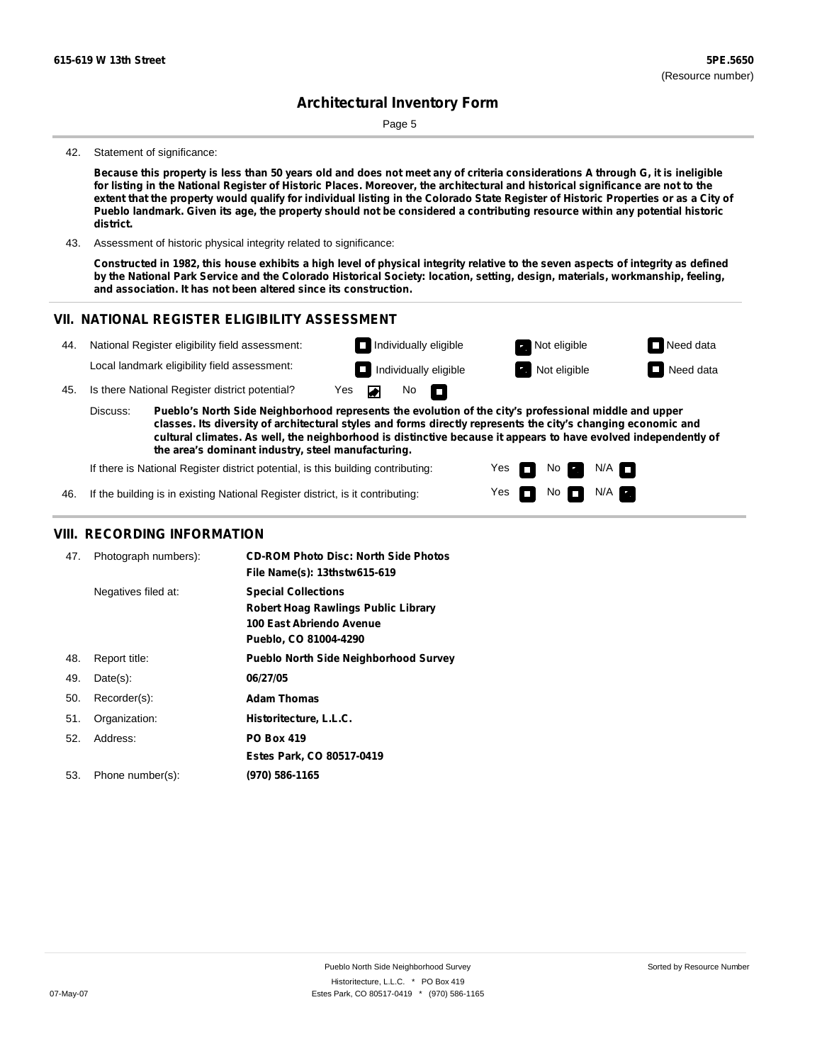42. Statement of significance:

**Because this property is less than 50 years old and does not meet any of criteria considerations A through G, it is ineligible for listing in the National Register of Historic Places. Moreover, the architectural and historical significance are not to the extent that the property would qualify for individual listing in the Colorado State Register of Historic Properties or as a City of Pueblo landmark. Given its age, the property should not be considered a contributing resource within any potential historic district.**

43. Assessment of historic physical integrity related to significance:

**Constructed in 1982, this house exhibits a high level of physical integrity relative to the seven aspects of integrity as defined by the National Park Service and the Colorado Historical Society: location, setting, design, materials, workmanship, feeling, and association. It has not been altered since its construction.**

## VII. NATIONAL REGISTER ELIGIBILITY ASSESSMENT

44. National Register eligibility field assessment: ☐ Individually eligible ☒ Not eligible ☐ Need data

Local landmark eligibility field assessment: ☐ Individually eligible ☒ Not eligible ☐ Need data

45. Is there National Register district potential? Yes ☒ No ☐

Discuss: **Pueblo's North Side Neighborhood represents the evolution of the city's professional middle and upper classes. Its diversity of architectural styles and forms directly represents the city's changing economic and cultural climates. As well, the neighborhood is distinctive because it appears to have evolved independently of the area's dominant industry, steel manufacturing.**

If there is National Register district potential, is this building contributing: Yes ☐ No ☒ N/A ☐

46. If the building is in existing National Register district, is it contributing: Yes ☐ No ☐ N/A ☒

## VIII. RECORDING INFORMATION

47. Photograph numbers): **CD-ROM Photo Disc: North Side Photos**
**File Name(s): 13thstw615-619**

Negatives filed at: **Special Collections**
**Robert Hoag Rawlings Public Library**
**100 East Abriendo Avenue**
**Pueblo, CO 81004-4290**

48. Report title: **Pueblo North Side Neighborhood Survey**

49. Date(s): **06/27/05**

50. Recorder(s): **Adam Thomas**

51. Organization: **Historitecture, L.L.C.**

52. Address: **PO Box 419**
**Estes Park, CO 80517-0419**

53. Phone number(s): **(970) 586-1165**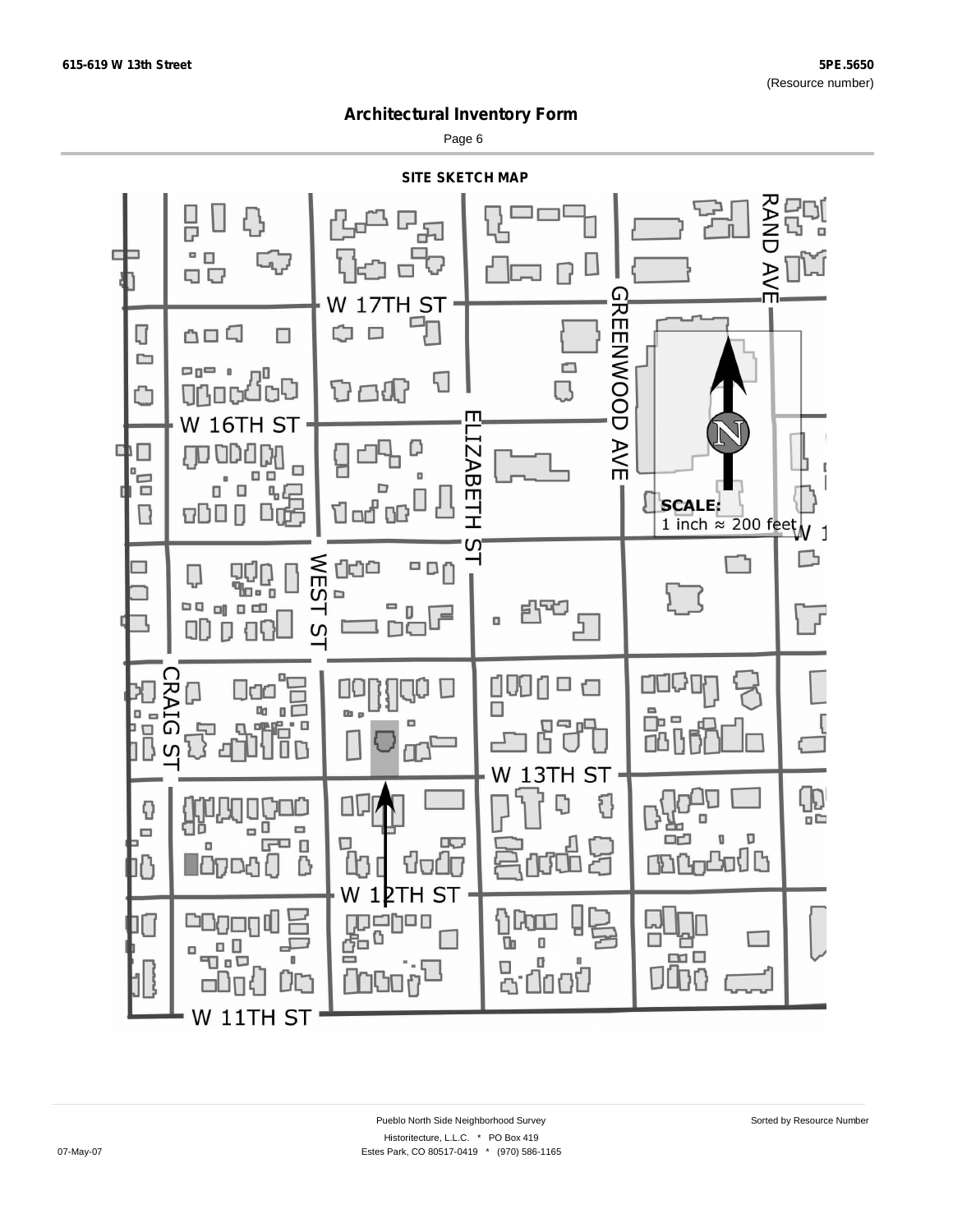## Architectural Inventory Form

### SITE SKETCH MAP

W 17TH ST

W 16TH ST

GREENWOOD AVE

RAND AVE

ELIZABETH ST

WEST ST

CRAIG ST

W 13TH ST

W 12TH ST

W 11TH ST

**SCALE:**
1 inch ≈ 200 feet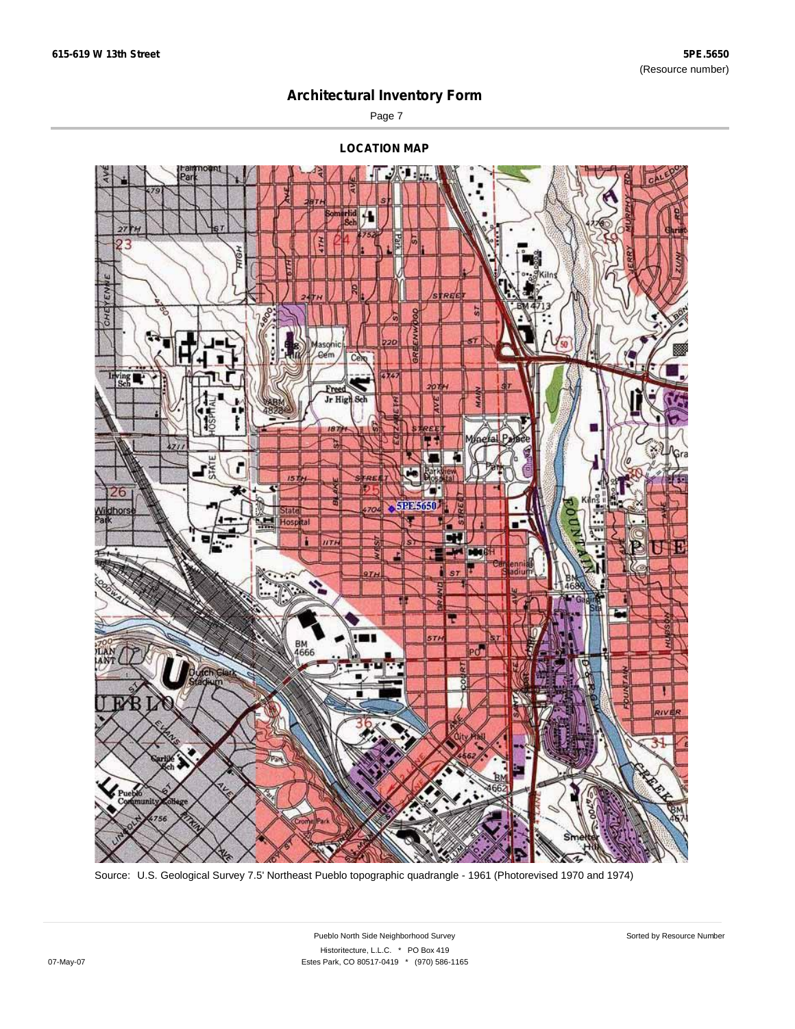## LOCATION MAP

Source: U.S. Geological Survey 7.5' Northeast Pueblo topographic quadrangle - 1961 (Photorevised 1970 and 1974)